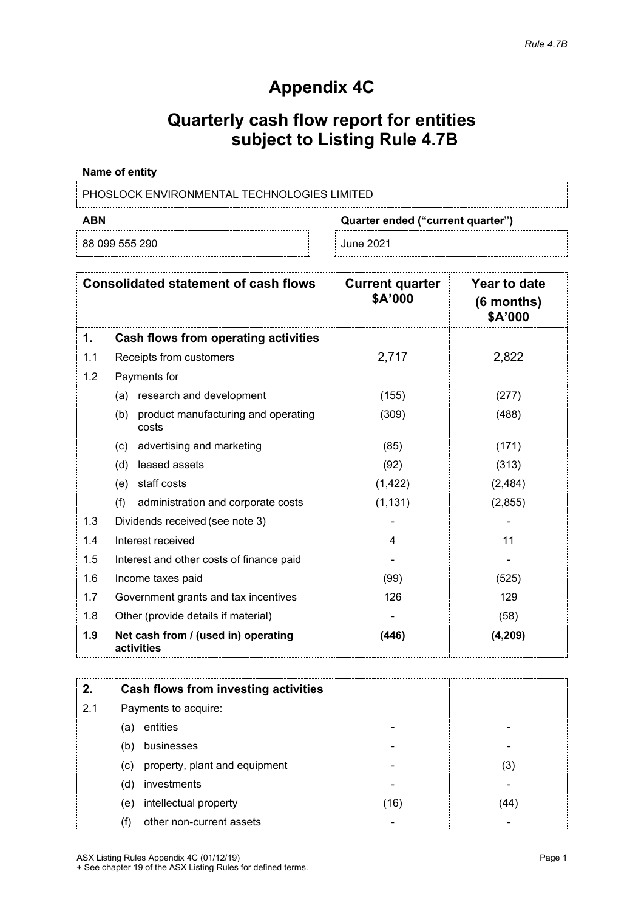*Rule 4.7B*

# Appendix 4C

## Quarterly cash flow report for entities subject to Listing Rule 4.7B

**Name of entity**

PHOSLOCK ENVIRONMENTAL TECHNOLOGIES LIMITED

| ABN | Quarter ended ("current quarter") |
|---|---|
| 88 099 555 290 | June 2021 |

| | Consolidated statement of cash flows | Current quarter $A'000 | Year to date (6 months) $A'000 |
|---|---|---|---|
| **1.** | **Cash flows from operating activities** | | |
| 1.1 | Receipts from customers | 2,717 | 2,822 |
| 1.2 | Payments for | | |
| | (a) research and development | (155) | (277) |
| | (b) product manufacturing and operating costs | (309) | (488) |
| | (c) advertising and marketing | (85) | (171) |
| | (d) leased assets | (92) | (313) |
| | (e) staff costs | (1,422) | (2,484) |
| | (f) administration and corporate costs | (1,131) | (2,855) |
| 1.3 | Dividends received (see note 3) | - | - |
| 1.4 | Interest received | 4 | 11 |
| 1.5 | Interest and other costs of finance paid | - | - |
| 1.6 | Income taxes paid | (99) | (525) |
| 1.7 | Government grants and tax incentives | 126 | 129 |
| 1.8 | Other (provide details if material) | - | (58) |
| **1.9** | **Net cash from / (used in) operating activities** | **(446)** | **(4,209)** |

| | | | |
|---|---|---|---|
| **2.** | **Cash flows from investing activities** | | |
| 2.1 | Payments to acquire: | | |
| | (a) entities | - | - |
| | (b) businesses | - | - |
| | (c) property, plant and equipment | - | (3) |
| | (d) investments | - | - |
| | (e) intellectual property | (16) | (44) |
| | (f) other non-current assets | - | - |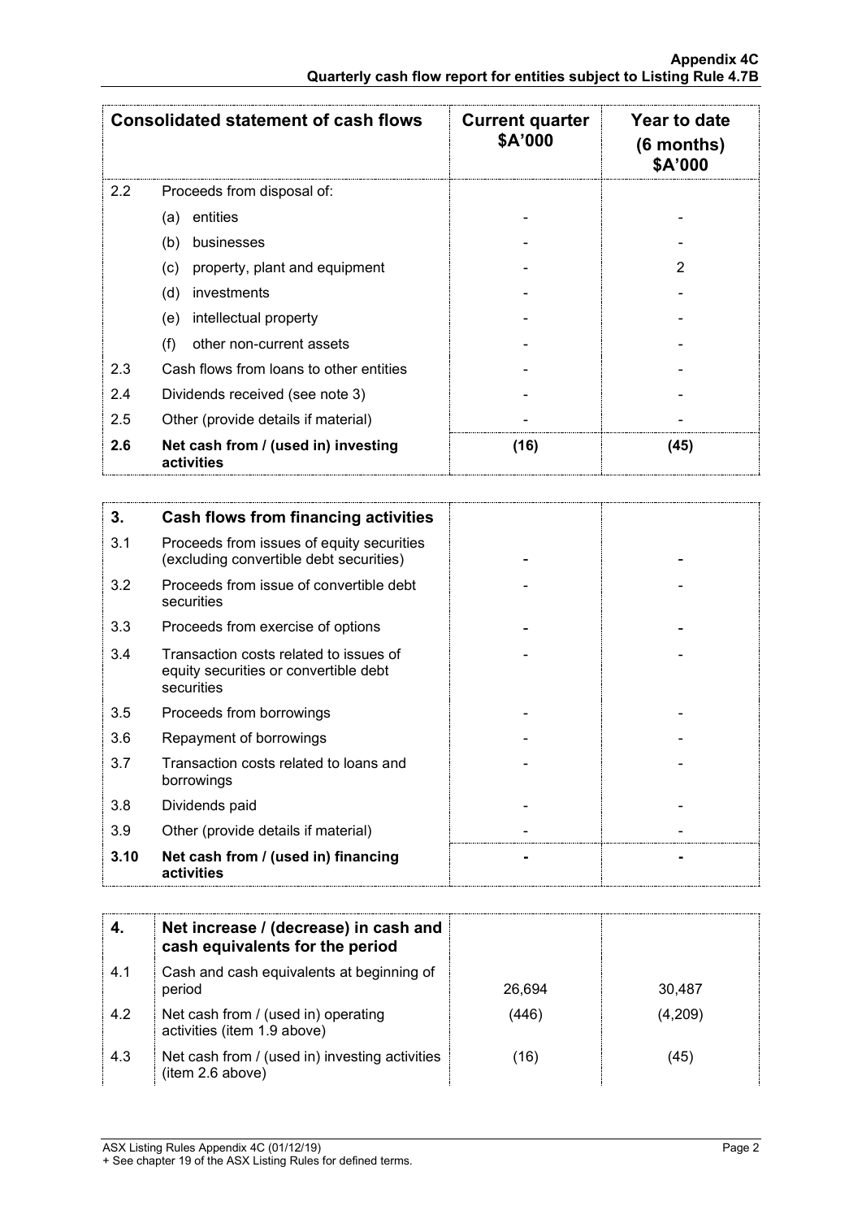| Consolidated statement of cash flows | | Current quarter $A'000 | Year to date (6 months) $A'000 |
|---|---|---|---|
| 2.2 | Proceeds from disposal of: | | |
| | (a) entities | - | - |
| | (b) businesses | - | - |
| | (c) property, plant and equipment | - | 2 |
| | (d) investments | - | - |
| | (e) intellectual property | - | - |
| | (f) other non-current assets | - | - |
| 2.3 | Cash flows from loans to other entities | - | - |
| 2.4 | Dividends received (see note 3) | - | - |
| 2.5 | Other (provide details if material) | - | - |
| **2.6** | **Net cash from / (used in) investing activities** | **(16)** | **(45)** |

| **3.** | **Cash flows from financing activities** | | |
|---|---|---|---|
| 3.1 | Proceeds from issues of equity securities (excluding convertible debt securities) | - | - |
| 3.2 | Proceeds from issue of convertible debt securities | - | - |
| 3.3 | Proceeds from exercise of options | - | - |
| 3.4 | Transaction costs related to issues of equity securities or convertible debt securities | - | - |
| 3.5 | Proceeds from borrowings | - | - |
| 3.6 | Repayment of borrowings | - | - |
| 3.7 | Transaction costs related to loans and borrowings | - | - |
| 3.8 | Dividends paid | - | - |
| 3.9 | Other (provide details if material) | - | - |
| **3.10** | **Net cash from / (used in) financing activities** | **-** | **-** |

| **4.** | **Net increase / (decrease) in cash and cash equivalents for the period** | | |
|---|---|---|---|
| 4.1 | Cash and cash equivalents at beginning of period | 26,694 | 30,487 |
| 4.2 | Net cash from / (used in) operating activities (item 1.9 above) | (446) | (4,209) |
| 4.3 | Net cash from / (used in) investing activities (item 2.6 above) | (16) | (45) |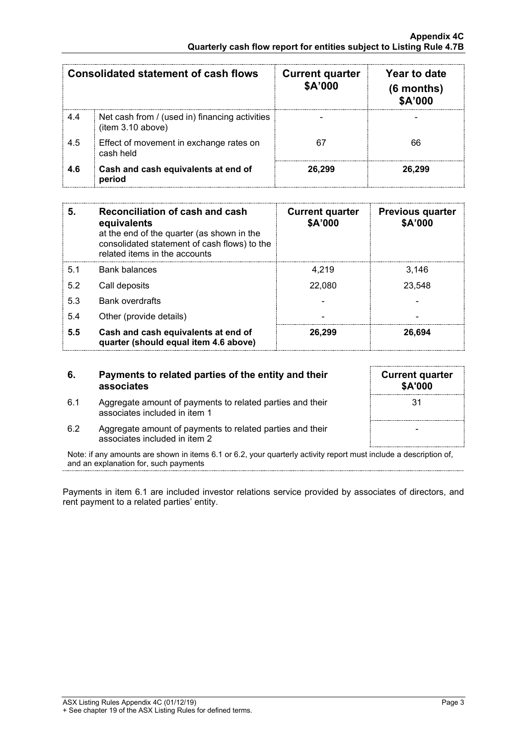| | Consolidated statement of cash flows | Current quarter $A'000 | Year to date (6 months) $A'000 |
|---|---|---|---|
| 4.4 | Net cash from / (used in) financing activities (item 3.10 above) | - | - |
| 4.5 | Effect of movement in exchange rates on cash held | 67 | 66 |
| **4.6** | **Cash and cash equivalents at end of period** | **26,299** | **26,299** |

| **5.** | **Reconciliation of cash and cash equivalents** at the end of the quarter (as shown in the consolidated statement of cash flows) to the related items in the accounts | **Current quarter $A'000** | **Previous quarter $A'000** |
|---|---|---|---|
| 5.1 | Bank balances | 4,219 | 3,146 |
| 5.2 | Call deposits | 22,080 | 23,548 |
| 5.3 | Bank overdrafts | - | - |
| 5.4 | Other (provide details) | - | - |
| **5.5** | **Cash and cash equivalents at end of quarter (should equal item 4.6 above)** | **26,299** | **26,694** |

| **6.** | **Payments to related parties of the entity and their associates** | **Current quarter $A'000** |
|---|---|---|
| 6.1 | Aggregate amount of payments to related parties and their associates included in item 1 | 31 |
| 6.2 | Aggregate amount of payments to related parties and their associates included in item 2 | - |

Note: if any amounts are shown in items 6.1 or 6.2, your quarterly activity report must include a description of, and an explanation for, such payments

Payments in item 6.1 are included investor relations service provided by associates of directors, and rent payment to a related parties' entity.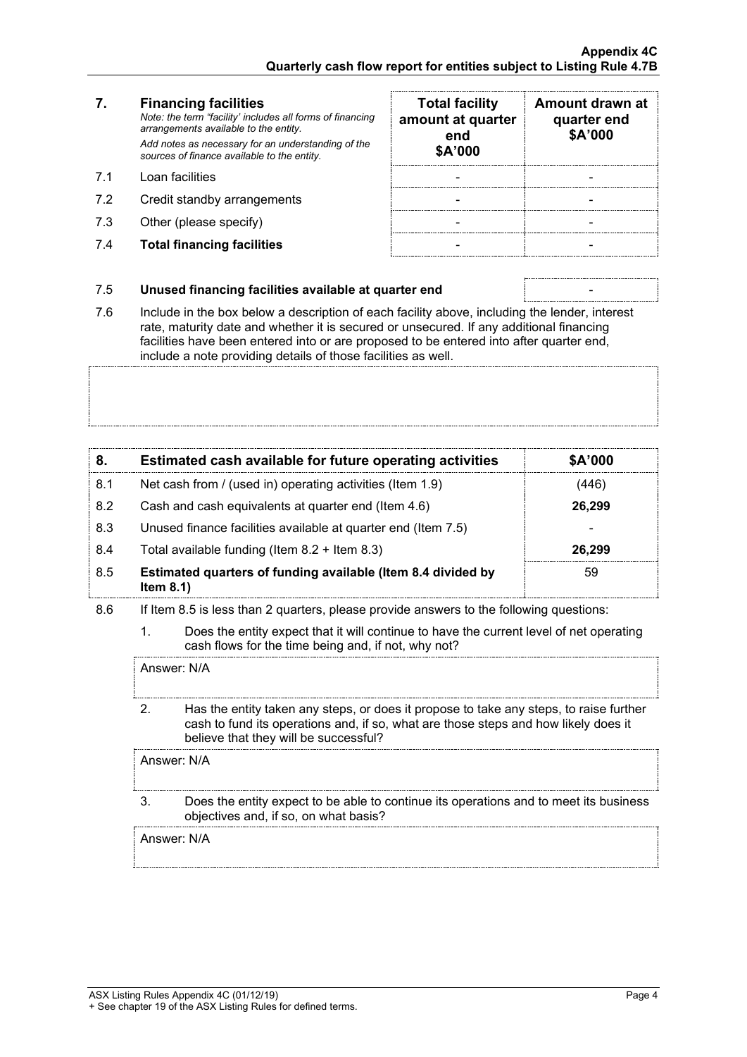| 7. | **Financing facilities** *Note: the term "facility' includes all forms of financing arrangements available to the entity.* *Add notes as necessary for an understanding of the sources of finance available to the entity.* | **Total facility amount at quarter end $A'000** | **Amount drawn at quarter end $A'000** |
|---|---|---|---|
| 7.1 | Loan facilities | - | - |
| 7.2 | Credit standby arrangements | - | - |
| 7.3 | Other (please specify) | - | - |
| 7.4 | **Total financing facilities** | - | - |

| 7.5 | **Unused financing facilities available at quarter end** | - |
|---|---|---|

7.6 Include in the box below a description of each facility above, including the lender, interest rate, maturity date and whether it is secured or unsecured. If any additional financing facilities have been entered into or are proposed to be entered into after quarter end, include a note providing details of those facilities as well.

| 8. | **Estimated cash available for future operating activities** | **$A'000** |
|---|---|---|
| 8.1 | Net cash from / (used in) operating activities (Item 1.9) | (446) |
| 8.2 | Cash and cash equivalents at quarter end (Item 4.6) | **26,299** |
| 8.3 | Unused finance facilities available at quarter end (Item 7.5) | - |
| 8.4 | Total available funding (Item 8.2 + Item 8.3) | **26,299** |
| 8.5 | **Estimated quarters of funding available (Item 8.4 divided by Item 8.1)** | 59 |

8.6 If Item 8.5 is less than 2 quarters, please provide answers to the following questions:

1. Does the entity expect that it will continue to have the current level of net operating cash flows for the time being and, if not, why not?

   Answer: N/A

2. Has the entity taken any steps, or does it propose to take any steps, to raise further cash to fund its operations and, if so, what are those steps and how likely does it believe that they will be successful?

   Answer: N/A

3. Does the entity expect to be able to continue its operations and to meet its business objectives and, if so, on what basis?

   Answer: N/A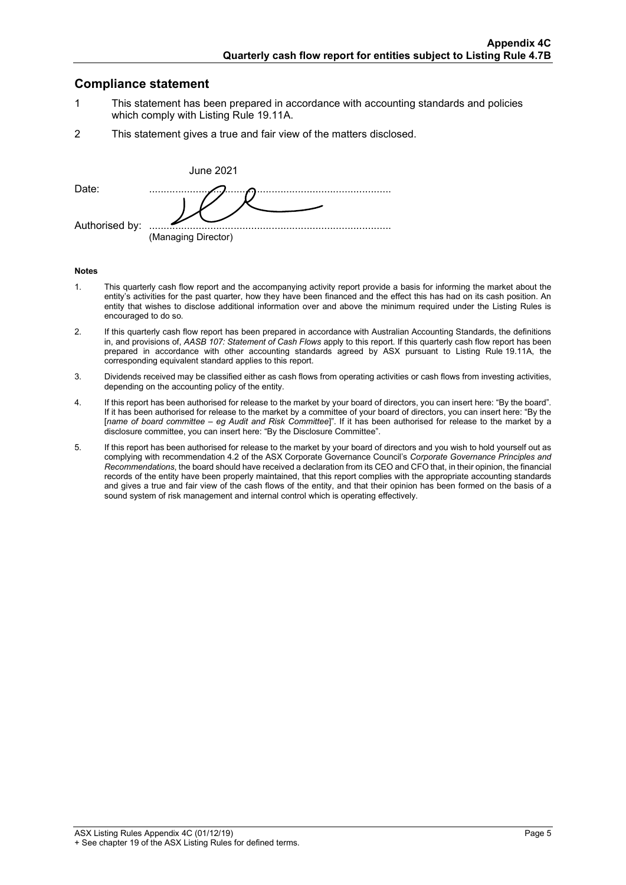## Compliance statement

1 This statement has been prepared in accordance with accounting standards and policies which comply with Listing Rule 19.11A.

2 This statement gives a true and fair view of the matters disclosed.

Date: June 2021

Authorised by: (Managing Director)

**Notes**

1. This quarterly cash flow report and the accompanying activity report provide a basis for informing the market about the entity's activities for the past quarter, how they have been financed and the effect this has had on its cash position. An entity that wishes to disclose additional information over and above the minimum required under the Listing Rules is encouraged to do so.

2. If this quarterly cash flow report has been prepared in accordance with Australian Accounting Standards, the definitions in, and provisions of, *AASB 107: Statement of Cash Flows* apply to this report. If this quarterly cash flow report has been prepared in accordance with other accounting standards agreed by ASX pursuant to Listing Rule 19.11A, the corresponding equivalent standard applies to this report.

3. Dividends received may be classified either as cash flows from operating activities or cash flows from investing activities, depending on the accounting policy of the entity.

4. If this report has been authorised for release to the market by your board of directors, you can insert here: "By the board". If it has been authorised for release to the market by a committee of your board of directors, you can insert here: "By the [*name of board committee – eg Audit and Risk Committee*]". If it has been authorised for release to the market by a disclosure committee, you can insert here: "By the Disclosure Committee".

5. If this report has been authorised for release to the market by your board of directors and you wish to hold yourself out as complying with recommendation 4.2 of the ASX Corporate Governance Council's *Corporate Governance Principles and Recommendations*, the board should have received a declaration from its CEO and CFO that, in their opinion, the financial records of the entity have been properly maintained, that this report complies with the appropriate accounting standards and gives a true and fair view of the cash flows of the entity, and that their opinion has been formed on the basis of a sound system of risk management and internal control which is operating effectively.